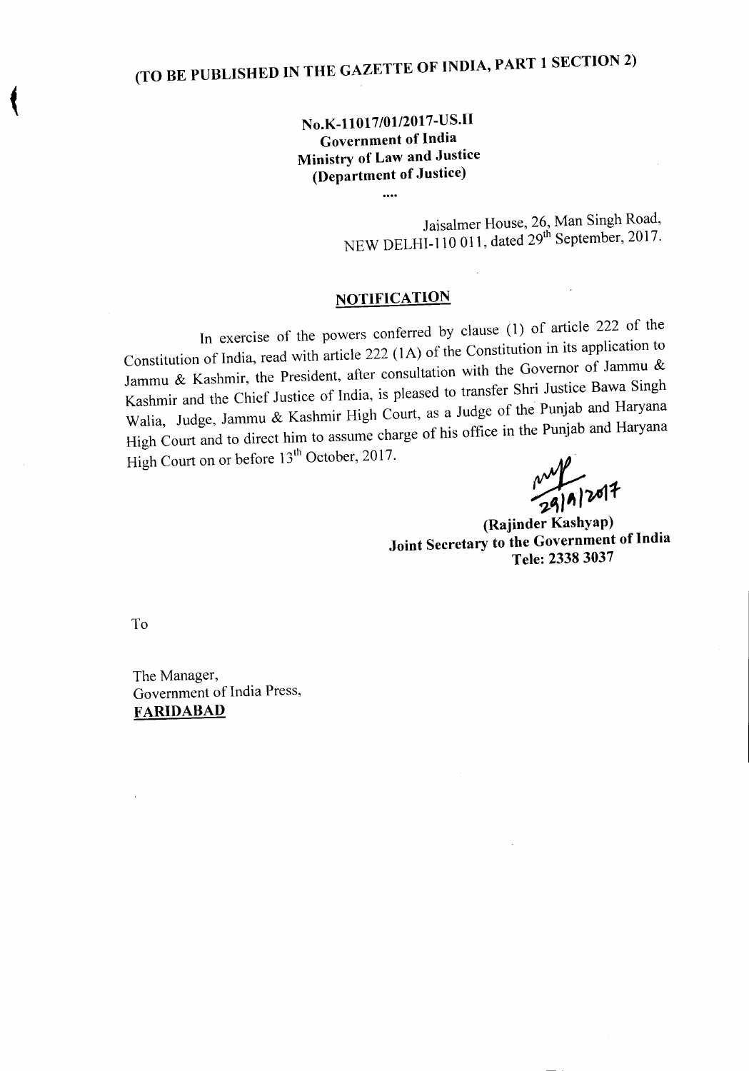**(TO BE PUBLISHED IN THE GAZETTE OF INDIA, PART 1 SECTION 2)**

**No.K-11017/01/2017-US.II**
**Government of India**
**Ministry of Law and Justice**
**(Department of Justice)**

....

Jaisalmer House, 26, Man Singh Road,
NEW DELHI-110 011, dated 29th September, 2017.

## NOTIFICATION

In exercise of the powers conferred by clause (1) of article 222 of the Constitution of India, read with article 222 (1A) of the Constitution in its application to Jammu & Kashmir, the President, after consultation with the Governor of Jammu & Kashmir and the Chief Justice of India, is pleased to transfer Shri Justice Bawa Singh Walia, Judge, Jammu & Kashmir High Court, as a Judge of the Punjab and Haryana High Court and to direct him to assume charge of his office in the Punjab and Haryana High Court on or before 13th October, 2017.

29/9/2017

**(Rajinder Kashyap)**
**Joint Secretary to the Government of India**
**Tele: 2338 3037**

To

The Manager,
Government of India Press,
**FARIDABAD**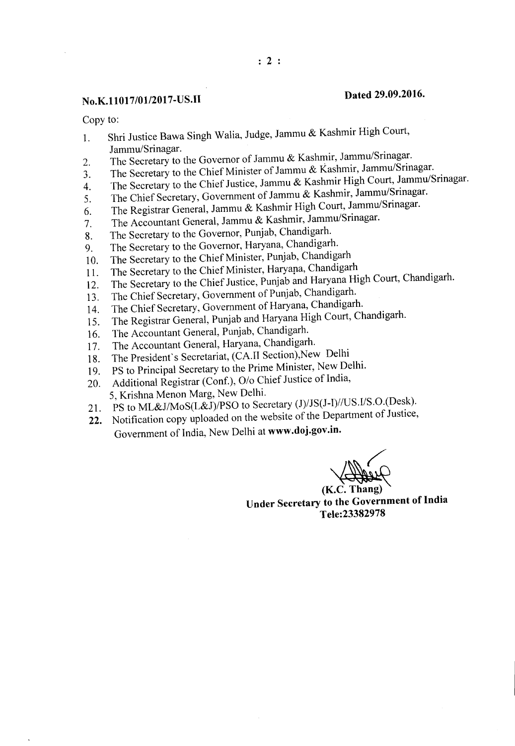**No.K.11017/01/2017-US.II** **Dated 29.09.2016.**

Copy to:

1. Shri Justice Bawa Singh Walia, Judge, Jammu & Kashmir High Court, Jammu/Srinagar.
2. The Secretary to the Governor of Jammu & Kashmir, Jammu/Srinagar.
3. The Secretary to the Chief Minister of Jammu & Kashmir, Jammu/Srinagar.
4. The Secretary to the Chief Justice, Jammu & Kashmir High Court, Jammu/Srinagar.
5. The Chief Secretary, Government of Jammu & Kashmir, Jammu/Srinagar.
6. The Registrar General, Jammu & Kashmir High Court, Jammu/Srinagar.
7. The Accountant General, Jammu & Kashmir, Jammu/Srinagar.
8. The Secretary to the Governor, Punjab, Chandigarh.
9. The Secretary to the Governor, Haryana, Chandigarh.
10. The Secretary to the Chief Minister, Punjab, Chandigarh
11. The Secretary to the Chief Minister, Haryana, Chandigarh
12. The Secretary to the Chief Justice, Punjab and Haryana High Court, Chandigarh.
13. The Chief Secretary, Government of Punjab, Chandigarh.
14. The Chief Secretary, Government of Haryana, Chandigarh.
15. The Registrar General, Punjab and Haryana High Court, Chandigarh.
16. The Accountant General, Punjab, Chandigarh.
17. The Accountant General, Haryana, Chandigarh.
18. The President's Secretariat, (CA.II Section),New Delhi
19. PS to Principal Secretary to the Prime Minister, New Delhi.
20. Additional Registrar (Conf.), O/o Chief Justice of India, 5, Krishna Menon Marg, New Delhi.
21. PS to ML&J/MoS(L&J)/PSO to Secretary (J)/JS(J-I)//US.I/S.O.(Desk).
22. Notification copy uploaded on the website of the Department of Justice, Government of India, New Delhi at **www.doj.gov.in.**

**(K.C. Thang)**
**Under Secretary to the Government of India**
**Tele:23382978**